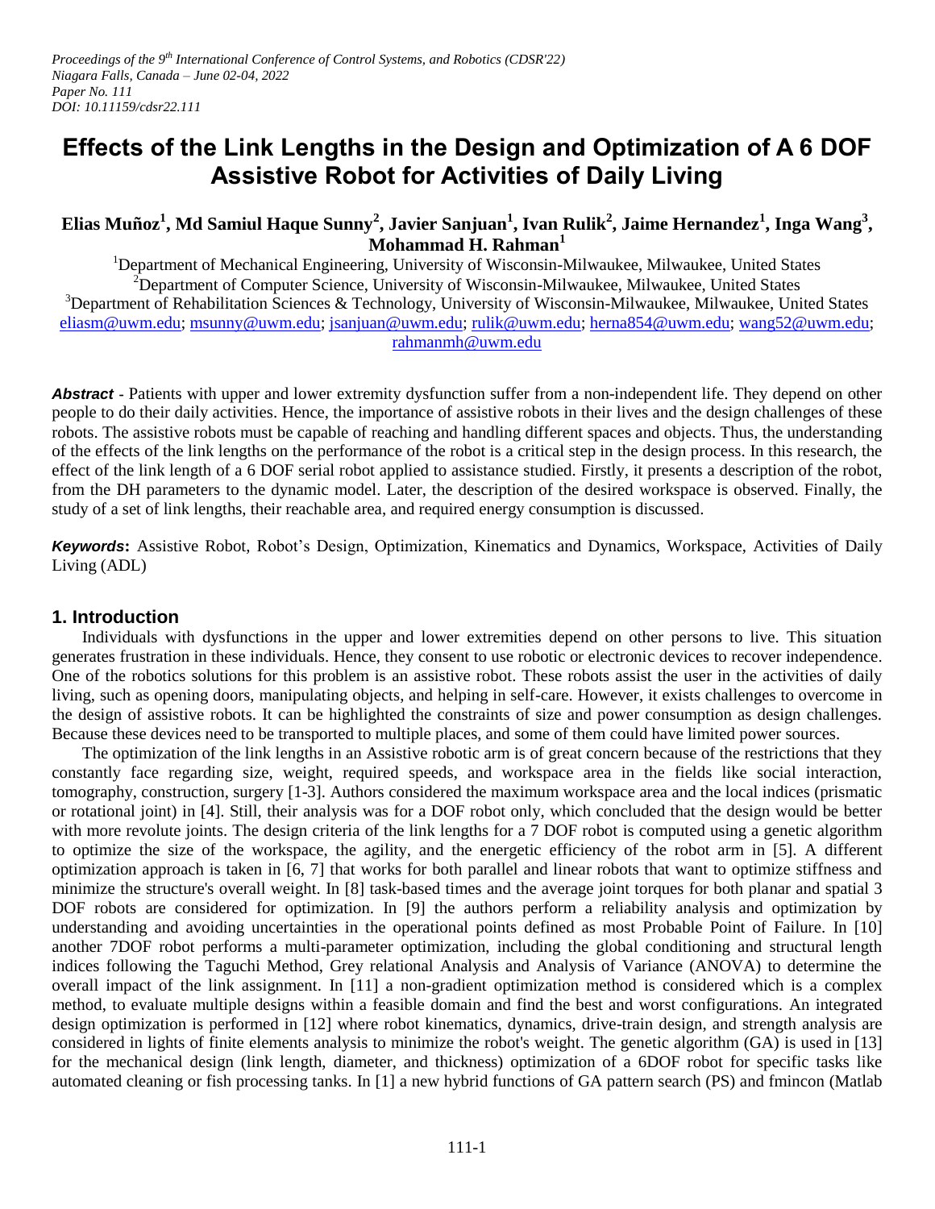*Proceedings of the 9th International Conference of Control Systems, and Robotics (CDSR'22)*
*Niagara Falls, Canada – June 02-04, 2022*
*Paper No. 111*
*DOI: 10.11159/cdsr22.111*

# Effects of the Link Lengths in the Design and Optimization of A 6 DOF Assistive Robot for Activities of Daily Living

**Elias Muñoz[1], Md Samiul Haque Sunny[2], Javier Sanjuan[1], Ivan Rulik[2], Jaime Hernandez[1], Inga Wang[3], Mohammad H. Rahman[1]**

[1]Department of Mechanical Engineering, University of Wisconsin-Milwaukee, Milwaukee, United States
[2]Department of Computer Science, University of Wisconsin-Milwaukee, Milwaukee, United States
[3]Department of Rehabilitation Sciences & Technology, University of Wisconsin-Milwaukee, Milwaukee, United States
eliasm@uwm.edu; msunny@uwm.edu; jsanjuan@uwm.edu; rulik@uwm.edu; herna854@uwm.edu; wang52@uwm.edu; rahmanmh@uwm.edu

***Abstract*** - Patients with upper and lower extremity dysfunction suffer from a non-independent life. They depend on other people to do their daily activities. Hence, the importance of assistive robots in their lives and the design challenges of these robots. The assistive robots must be capable of reaching and handling different spaces and objects. Thus, the understanding of the effects of the link lengths on the performance of the robot is a critical step in the design process. In this research, the effect of the link length of a 6 DOF serial robot applied to assistance studied. Firstly, it presents a description of the robot, from the DH parameters to the dynamic model. Later, the description of the desired workspace is observed. Finally, the study of a set of link lengths, their reachable area, and required energy consumption is discussed.

***Keywords*:** Assistive Robot, Robot's Design, Optimization, Kinematics and Dynamics, Workspace, Activities of Daily Living (ADL)

## 1. Introduction

Individuals with dysfunctions in the upper and lower extremities depend on other persons to live. This situation generates frustration in these individuals. Hence, they consent to use robotic or electronic devices to recover independence. One of the robotics solutions for this problem is an assistive robot. These robots assist the user in the activities of daily living, such as opening doors, manipulating objects, and helping in self-care. However, it exists challenges to overcome in the design of assistive robots. It can be highlighted the constraints of size and power consumption as design challenges. Because these devices need to be transported to multiple places, and some of them could have limited power sources.

The optimization of the link lengths in an Assistive robotic arm is of great concern because of the restrictions that they constantly face regarding size, weight, required speeds, and workspace area in the fields like social interaction, tomography, construction, surgery [1-3]. Authors considered the maximum workspace area and the local indices (prismatic or rotational joint) in [4]. Still, their analysis was for a DOF robot only, which concluded that the design would be better with more revolute joints. The design criteria of the link lengths for a 7 DOF robot is computed using a genetic algorithm to optimize the size of the workspace, the agility, and the energetic efficiency of the robot arm in [5]. A different optimization approach is taken in [6, 7] that works for both parallel and linear robots that want to optimize stiffness and minimize the structure's overall weight. In [8] task-based times and the average joint torques for both planar and spatial 3 DOF robots are considered for optimization. In [9] the authors perform a reliability analysis and optimization by understanding and avoiding uncertainties in the operational points defined as most Probable Point of Failure. In [10] another 7DOF robot performs a multi-parameter optimization, including the global conditioning and structural length indices following the Taguchi Method, Grey relational Analysis and Analysis of Variance (ANOVA) to determine the overall impact of the link assignment. In [11] a non-gradient optimization method is considered which is a complex method, to evaluate multiple designs within a feasible domain and find the best and worst configurations. An integrated design optimization is performed in [12] where robot kinematics, dynamics, drive-train design, and strength analysis are considered in lights of finite elements analysis to minimize the robot's weight. The genetic algorithm (GA) is used in [13] for the mechanical design (link length, diameter, and thickness) optimization of a 6DOF robot for specific tasks like automated cleaning or fish processing tanks. In [1] a new hybrid functions of GA pattern search (PS) and fmincon (Matlab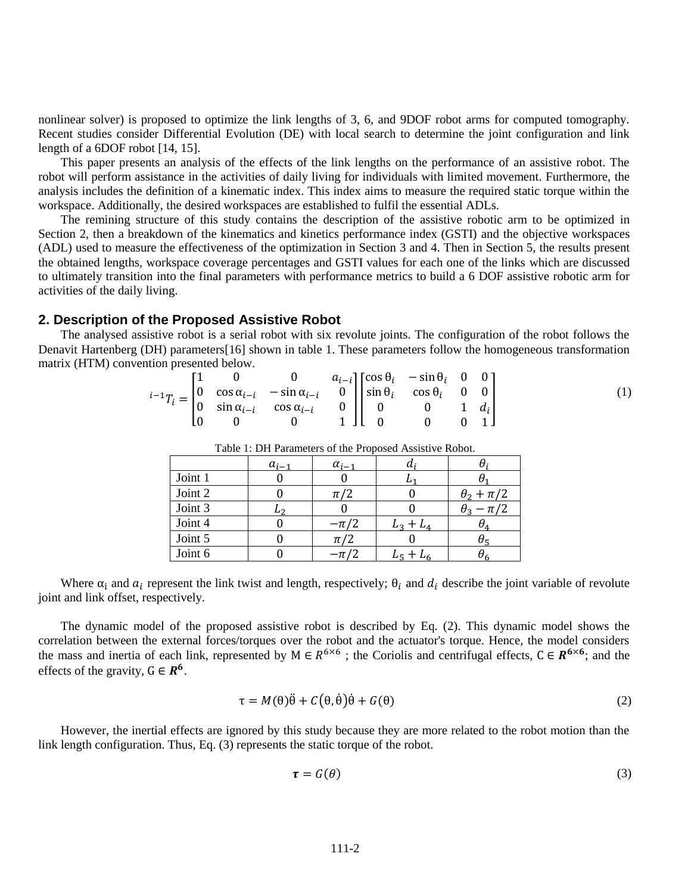nonlinear solver) is proposed to optimize the link lengths of 3, 6, and 9DOF robot arms for computed tomography. Recent studies consider Differential Evolution (DE) with local search to determine the joint configuration and link length of a 6DOF robot [14, 15].

This paper presents an analysis of the effects of the link lengths on the performance of an assistive robot. The robot will perform assistance in the activities of daily living for individuals with limited movement. Furthermore, the analysis includes the definition of a kinematic index. This index aims to measure the required static torque within the workspace. Additionally, the desired workspaces are established to fulfil the essential ADLs.

The remining structure of this study contains the description of the assistive robotic arm to be optimized in Section 2, then a breakdown of the kinematics and kinetics performance index (GSTI) and the objective workspaces (ADL) used to measure the effectiveness of the optimization in Section 3 and 4. Then in Section 5, the results present the obtained lengths, workspace coverage percentages and GSTI values for each one of the links which are discussed to ultimately transition into the final parameters with performance metrics to build a 6 DOF assistive robotic arm for activities of the daily living.

## 2. Description of the Proposed Assistive Robot

The analysed assistive robot is a serial robot with six revolute joints. The configuration of the robot follows the Denavit Hartenberg (DH) parameters[16] shown in table 1. These parameters follow the homogeneous transformation matrix (HTM) convention presented below.

$$
{}^{i-1}T_i = \begin{bmatrix} 1 & 0 & 0 & a_{i-i} \\ 0 & \cos\alpha_{i-i} & -\sin\alpha_{i-i} & 0 \\ 0 & \sin\alpha_{i-i} & \cos\alpha_{i-i} & 0 \\ 0 & 0 & 0 & 1 \end{bmatrix} \begin{bmatrix} \cos\theta_i & -\sin\theta_i & 0 & 0 \\ \sin\theta_i & \cos\theta_i & 0 & 0 \\ 0 & 0 & 1 & d_i \\ 0 & 0 & 0 & 1 \end{bmatrix} \tag{1}
$$

Table 1: DH Parameters of the Proposed Assistive Robot.

| | $a_{i-1}$ | $\alpha_{i-1}$ | $d_i$ | $\theta_i$ |
|---|---|---|---|---|
| Joint 1 | 0 | 0 | $L_1$ | $\theta_1$ |
| Joint 2 | 0 | $\pi/2$ | 0 | $\theta_2 + \pi/2$ |
| Joint 3 | $L_2$ | 0 | 0 | $\theta_3 - \pi/2$ |
| Joint 4 | 0 | $-\pi/2$ | $L_3 + L_4$ | $\theta_4$ |
| Joint 5 | 0 | $\pi/2$ | 0 | $\theta_5$ |
| Joint 6 | 0 | $-\pi/2$ | $L_5 + L_6$ | $\theta_6$ |

Where $\alpha_i$ and $a_i$ represent the link twist and length, respectively; $\theta_i$ and $d_i$ describe the joint variable of revolute joint and link offset, respectively.

The dynamic model of the proposed assistive robot is described by Eq. (2). This dynamic model shows the correlation between the external forces/torques over the robot and the actuator's torque. Hence, the model considers the mass and inertia of each link, represented by $M \in R^{6\times 6}$ ; the Coriolis and centrifugal effects, $C \in \boldsymbol{R^{6\times 6}}$; and the effects of the gravity, $G \in \boldsymbol{R^6}$.

$$
\tau = M(\theta)\ddot{\theta} + C(\theta, \dot{\theta})\dot{\theta} + G(\theta) \tag{2}
$$

However, the inertial effects are ignored by this study because they are more related to the robot motion than the link length configuration. Thus, Eq. (3) represents the static torque of the robot.

$$
\boldsymbol{\tau} = G(\theta) \tag{3}
$$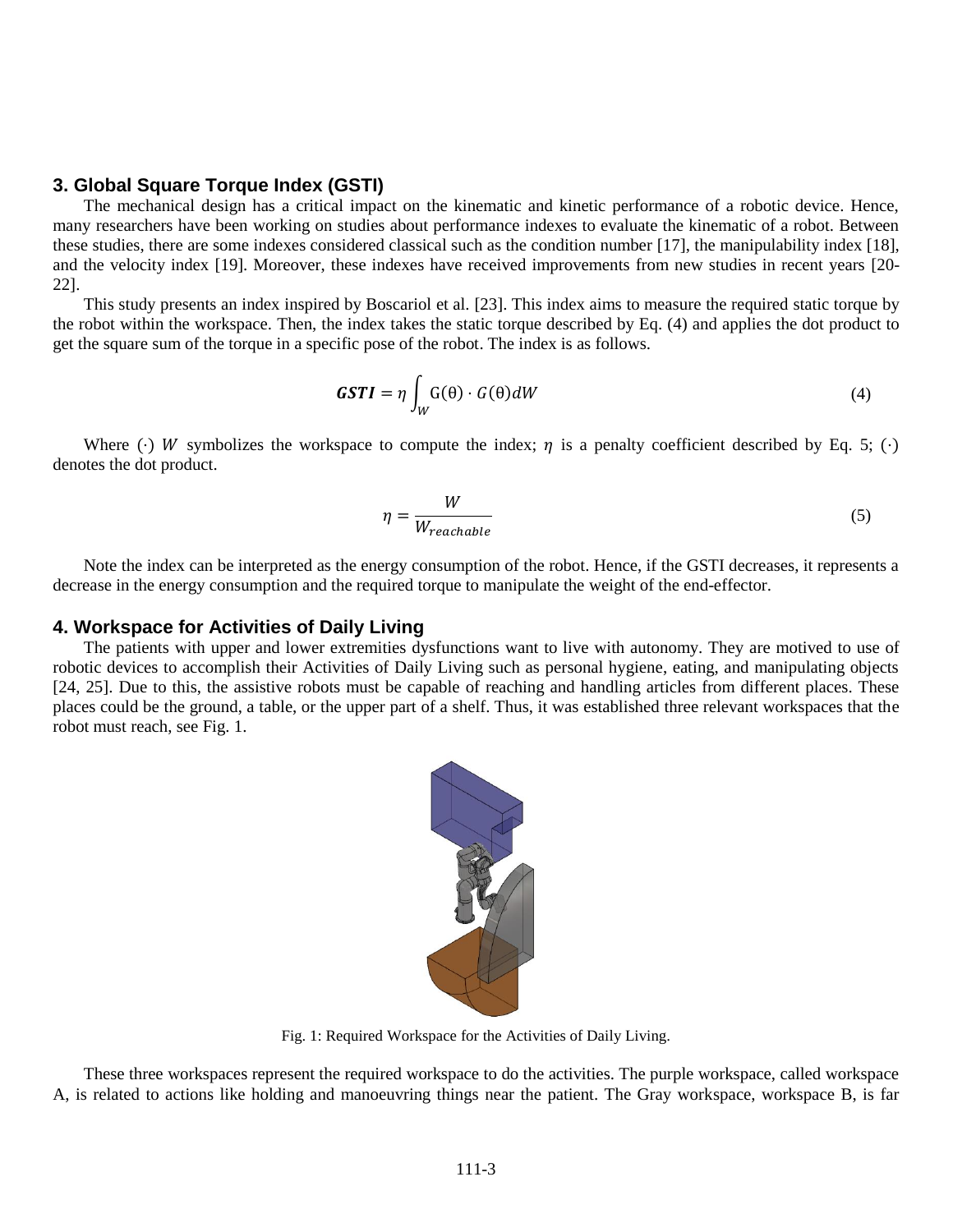## 3. Global Square Torque Index (GSTI)

The mechanical design has a critical impact on the kinematic and kinetic performance of a robotic device. Hence, many researchers have been working on studies about performance indexes to evaluate the kinematic of a robot. Between these studies, there are some indexes considered classical such as the condition number [17], the manipulability index [18], and the velocity index [19]. Moreover, these indexes have received improvements from new studies in recent years [20-22].

This study presents an index inspired by Boscariol et al. [23]. This index aims to measure the required static torque by the robot within the workspace. Then, the index takes the static torque described by Eq. (4) and applies the dot product to get the square sum of the torque in a specific pose of the robot. The index is as follows.

$$\boldsymbol{GSTI} = \eta \int_{W} \mathrm{G}(\theta) \cdot G(\theta) dW \tag{4}$$

Where $(\cdot)$ $W$ symbolizes the workspace to compute the index; $\eta$ is a penalty coefficient described by Eq. 5; $(\cdot)$ denotes the dot product.

$$\eta = \frac{W}{W_{reachable}} \tag{5}$$

Note the index can be interpreted as the energy consumption of the robot. Hence, if the GSTI decreases, it represents a decrease in the energy consumption and the required torque to manipulate the weight of the end-effector.

## 4. Workspace for Activities of Daily Living

The patients with upper and lower extremities dysfunctions want to live with autonomy. They are motived to use of robotic devices to accomplish their Activities of Daily Living such as personal hygiene, eating, and manipulating objects [24, 25]. Due to this, the assistive robots must be capable of reaching and handling articles from different places. These places could be the ground, a table, or the upper part of a shelf. Thus, it was established three relevant workspaces that the robot must reach, see Fig. 1.

Fig. 1: Required Workspace for the Activities of Daily Living.

These three workspaces represent the required workspace to do the activities. The purple workspace, called workspace A, is related to actions like holding and manoeuvring things near the patient. The Gray workspace, workspace B, is far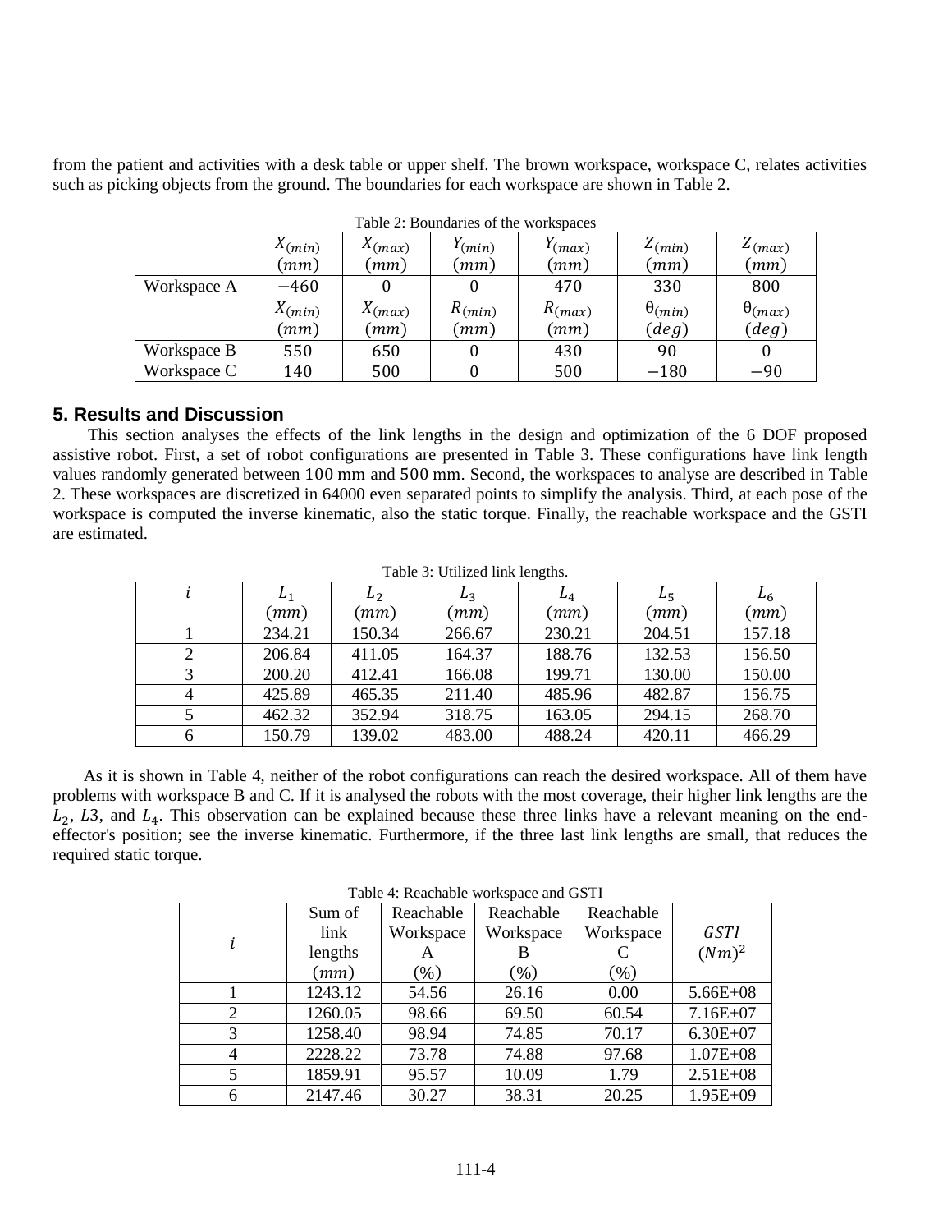from the patient and activities with a desk table or upper shelf. The brown workspace, workspace C, relates activities such as picking objects from the ground. The boundaries for each workspace are shown in Table 2.

Table 2: Boundaries of the workspaces

| | $X_{(min)}$ $(mm)$ | $X_{(max)}$ $(mm)$ | $Y_{(min)}$ $(mm)$ | $Y_{(max)}$ $(mm)$ | $Z_{(min)}$ $(mm)$ | $Z_{(max)}$ $(mm)$ |
|---|---|---|---|---|---|---|
| Workspace A | $-460$ | $0$ | $0$ | $470$ | $330$ | $800$ |
| | $X_{(min)}$ $(mm)$ | $X_{(max)}$ $(mm)$ | $R_{(min)}$ $(mm)$ | $R_{(max)}$ $(mm)$ | $\theta_{(min)}$ $(deg)$ | $\theta_{(max)}$ $(deg)$ |
| Workspace B | $550$ | $650$ | $0$ | $430$ | $90$ | $0$ |
| Workspace C | $140$ | $500$ | $0$ | $500$ | $-180$ | $-90$ |

## 5. Results and Discussion

This section analyses the effects of the link lengths in the design and optimization of the 6 DOF proposed assistive robot. First, a set of robot configurations are presented in Table 3. These configurations have link length values randomly generated between $100$ mm and $500$ mm. Second, the workspaces to analyse are described in Table 2. These workspaces are discretized in 64000 even separated points to simplify the analysis. Third, at each pose of the workspace is computed the inverse kinematic, also the static torque. Finally, the reachable workspace and the GSTI are estimated.

Table 3: Utilized link lengths.

| $i$ | $L_1$ $(mm)$ | $L_2$ $(mm)$ | $L_3$ $(mm)$ | $L_4$ $(mm)$ | $L_5$ $(mm)$ | $L_6$ $(mm)$ |
|---|---|---|---|---|---|---|
| 1 | 234.21 | 150.34 | 266.67 | 230.21 | 204.51 | 157.18 |
| 2 | 206.84 | 411.05 | 164.37 | 188.76 | 132.53 | 156.50 |
| 3 | 200.20 | 412.41 | 166.08 | 199.71 | 130.00 | 150.00 |
| 4 | 425.89 | 465.35 | 211.40 | 485.96 | 482.87 | 156.75 |
| 5 | 462.32 | 352.94 | 318.75 | 163.05 | 294.15 | 268.70 |
| 6 | 150.79 | 139.02 | 483.00 | 488.24 | 420.11 | 466.29 |

As it is shown in Table 4, neither of the robot configurations can reach the desired workspace. All of them have problems with workspace B and C. If it is analysed the robots with the most coverage, their higher link lengths are the $L_2$, $L3$, and $L_4$. This observation can be explained because these three links have a relevant meaning on the end-effector's position; see the inverse kinematic. Furthermore, if the three last link lengths are small, that reduces the required static torque.

Table 4: Reachable workspace and GSTI

| $i$ | Sum of link lengths $(mm)$ | Reachable Workspace A (%) | Reachable Workspace B (%) | Reachable Workspace C (%) | $GSTI$ $(Nm)^2$ |
|---|---|---|---|---|---|
| 1 | 1243.12 | 54.56 | 26.16 | 0.00 | 5.66E+08 |
| 2 | 1260.05 | 98.66 | 69.50 | 60.54 | 7.16E+07 |
| 3 | 1258.40 | 98.94 | 74.85 | 70.17 | 6.30E+07 |
| 4 | 2228.22 | 73.78 | 74.88 | 97.68 | 1.07E+08 |
| 5 | 1859.91 | 95.57 | 10.09 | 1.79 | 2.51E+08 |
| 6 | 2147.46 | 30.27 | 38.31 | 20.25 | 1.95E+09 |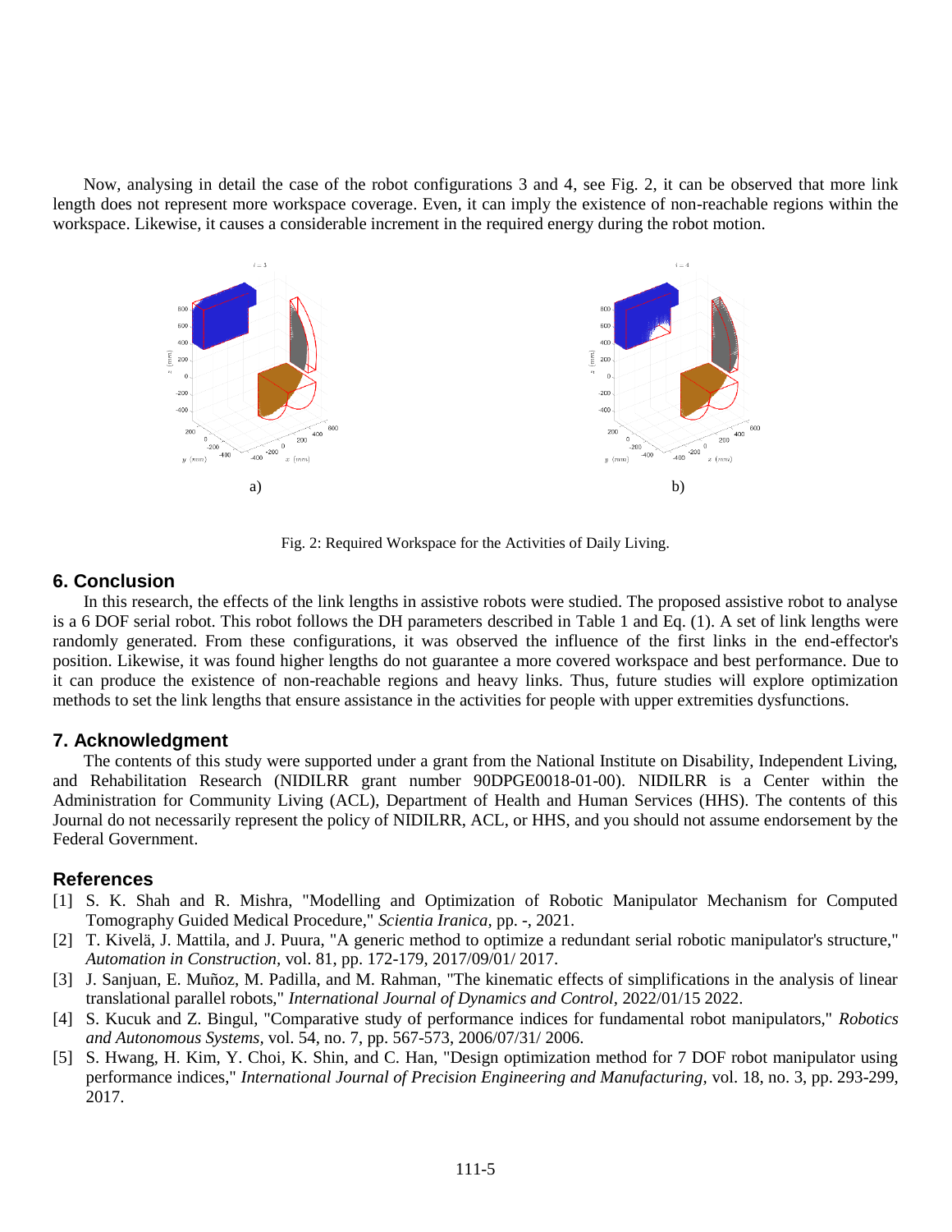Now, analysing in detail the case of the robot configurations 3 and 4, see Fig. 2, it can be observed that more link length does not represent more workspace coverage. Even, it can imply the existence of non-reachable regions within the workspace. Likewise, it causes a considerable increment in the required energy during the robot motion.

a) b)

Fig. 2: Required Workspace for the Activities of Daily Living.

## 6. Conclusion

In this research, the effects of the link lengths in assistive robots were studied. The proposed assistive robot to analyse is a 6 DOF serial robot. This robot follows the DH parameters described in Table 1 and Eq. (1). A set of link lengths were randomly generated. From these configurations, it was observed the influence of the first links in the end-effector's position. Likewise, it was found higher lengths do not guarantee a more covered workspace and best performance. Due to it can produce the existence of non-reachable regions and heavy links. Thus, future studies will explore optimization methods to set the link lengths that ensure assistance in the activities for people with upper extremities dysfunctions.

## 7. Acknowledgment

The contents of this study were supported under a grant from the National Institute on Disability, Independent Living, and Rehabilitation Research (NIDILRR grant number 90DPGE0018-01-00). NIDILRR is a Center within the Administration for Community Living (ACL), Department of Health and Human Services (HHS). The contents of this Journal do not necessarily represent the policy of NIDILRR, ACL, or HHS, and you should not assume endorsement by the Federal Government.

## References

[1] S. K. Shah and R. Mishra, "Modelling and Optimization of Robotic Manipulator Mechanism for Computed Tomography Guided Medical Procedure," *Scientia Iranica,* pp. -, 2021.

[2] T. Kivelä, J. Mattila, and J. Puura, "A generic method to optimize a redundant serial robotic manipulator's structure," *Automation in Construction,* vol. 81, pp. 172-179, 2017/09/01/ 2017.

[3] J. Sanjuan, E. Muñoz, M. Padilla, and M. Rahman, "The kinematic effects of simplifications in the analysis of linear translational parallel robots," *International Journal of Dynamics and Control,* 2022/01/15 2022.

[4] S. Kucuk and Z. Bingul, "Comparative study of performance indices for fundamental robot manipulators," *Robotics and Autonomous Systems,* vol. 54, no. 7, pp. 567-573, 2006/07/31/ 2006.

[5] S. Hwang, H. Kim, Y. Choi, K. Shin, and C. Han, "Design optimization method for 7 DOF robot manipulator using performance indices," *International Journal of Precision Engineering and Manufacturing,* vol. 18, no. 3, pp. 293-299, 2017.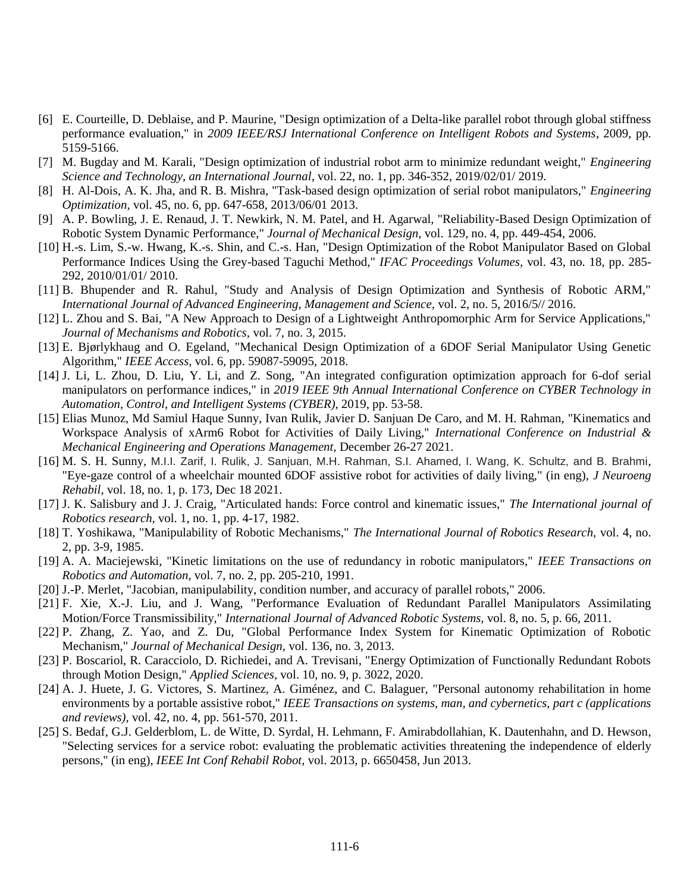[6] E. Courteille, D. Deblaise, and P. Maurine, "Design optimization of a Delta-like parallel robot through global stiffness performance evaluation," in *2009 IEEE/RSJ International Conference on Intelligent Robots and Systems*, 2009, pp. 5159-5166.

[7] M. Bugday and M. Karali, "Design optimization of industrial robot arm to minimize redundant weight," *Engineering Science and Technology, an International Journal*, vol. 22, no. 1, pp. 346-352, 2019/02/01/ 2019.

[8] H. Al-Dois, A. K. Jha, and R. B. Mishra, "Task-based design optimization of serial robot manipulators," *Engineering Optimization,* vol. 45, no. 6, pp. 647-658, 2013/06/01 2013.

[9] A. P. Bowling, J. E. Renaud, J. T. Newkirk, N. M. Patel, and H. Agarwal, "Reliability-Based Design Optimization of Robotic System Dynamic Performance," *Journal of Mechanical Design,* vol. 129, no. 4, pp. 449-454, 2006.

[10] H.-s. Lim, S.-w. Hwang, K.-s. Shin, and C.-s. Han, "Design Optimization of the Robot Manipulator Based on Global Performance Indices Using the Grey-based Taguchi Method," *IFAC Proceedings Volumes,* vol. 43, no. 18, pp. 285-292, 2010/01/01/ 2010.

[11] B. Bhupender and R. Rahul, "Study and Analysis of Design Optimization and Synthesis of Robotic ARM," *International Journal of Advanced Engineering, Management and Science,* vol. 2, no. 5, 2016/5// 2016.

[12] L. Zhou and S. Bai, "A New Approach to Design of a Lightweight Anthropomorphic Arm for Service Applications," *Journal of Mechanisms and Robotics*, vol. 7, no. 3, 2015.

[13] E. Bjørlykhaug and O. Egeland, "Mechanical Design Optimization of a 6DOF Serial Manipulator Using Genetic Algorithm," *IEEE Access,* vol. 6, pp. 59087-59095, 2018.

[14] J. Li, L. Zhou, D. Liu, Y. Li, and Z. Song, "An integrated configuration optimization approach for 6-dof serial manipulators on performance indices," in *2019 IEEE 9th Annual International Conference on CYBER Technology in Automation, Control, and Intelligent Systems (CYBER)*, 2019, pp. 53-58.

[15] Elias Munoz, Md Samiul Haque Sunny, Ivan Rulik, Javier D. Sanjuan De Caro, and M. H. Rahman, "Kinematics and Workspace Analysis of xArm6 Robot for Activities of Daily Living," *International Conference on Industrial & Mechanical Engineering and Operations Management,* December 26-27 2021.

[16] M. S. H. Sunny, M.I.I. Zarif, I. Rulik, J. Sanjuan, M.H. Rahman, S.I. Ahamed, I. Wang, K. Schultz, and B. Brahmi, "Eye-gaze control of a wheelchair mounted 6DOF assistive robot for activities of daily living," (in eng), *J Neuroeng Rehabil,* vol. 18, no. 1, p. 173, Dec 18 2021.

[17] J. K. Salisbury and J. J. Craig, "Articulated hands: Force control and kinematic issues," *The International journal of Robotics research*, vol. 1, no. 1, pp. 4-17, 1982.

[18] T. Yoshikawa, "Manipulability of Robotic Mechanisms," *The International Journal of Robotics Research,* vol. 4, no. 2, pp. 3-9, 1985.

[19] A. A. Maciejewski, "Kinetic limitations on the use of redundancy in robotic manipulators," *IEEE Transactions on Robotics and Automation*, vol. 7, no. 2, pp. 205-210, 1991.

[20] J.-P. Merlet, "Jacobian, manipulability, condition number, and accuracy of parallel robots," 2006.

[21] F. Xie, X.-J. Liu, and J. Wang, "Performance Evaluation of Redundant Parallel Manipulators Assimilating Motion/Force Transmissibility," *International Journal of Advanced Robotic Systems,* vol. 8, no. 5, p. 66, 2011.

[22] P. Zhang, Z. Yao, and Z. Du, "Global Performance Index System for Kinematic Optimization of Robotic Mechanism," *Journal of Mechanical Design,* vol. 136, no. 3, 2013.

[23] P. Boscariol, R. Caracciolo, D. Richiedei, and A. Trevisani, "Energy Optimization of Functionally Redundant Robots through Motion Design," *Applied Sciences,* vol. 10, no. 9, p. 3022, 2020.

[24] A. J. Huete, J. G. Victores, S. Martinez, A. Giménez, and C. Balaguer, "Personal autonomy rehabilitation in home environments by a portable assistive robot," *IEEE Transactions on systems, man, and cybernetics, part c (applications and reviews),* vol. 42, no. 4, pp. 561-570, 2011.

[25] S. Bedaf, G.J. Gelderblom, L. de Witte, D. Syrdal, H. Lehmann, F. Amirabdollahian, K. Dautenhahn, and D. Hewson, "Selecting services for a service robot: evaluating the problematic activities threatening the independence of elderly persons," (in eng), *IEEE Int Conf Rehabil Robot,* vol. 2013, p. 6650458, Jun 2013.